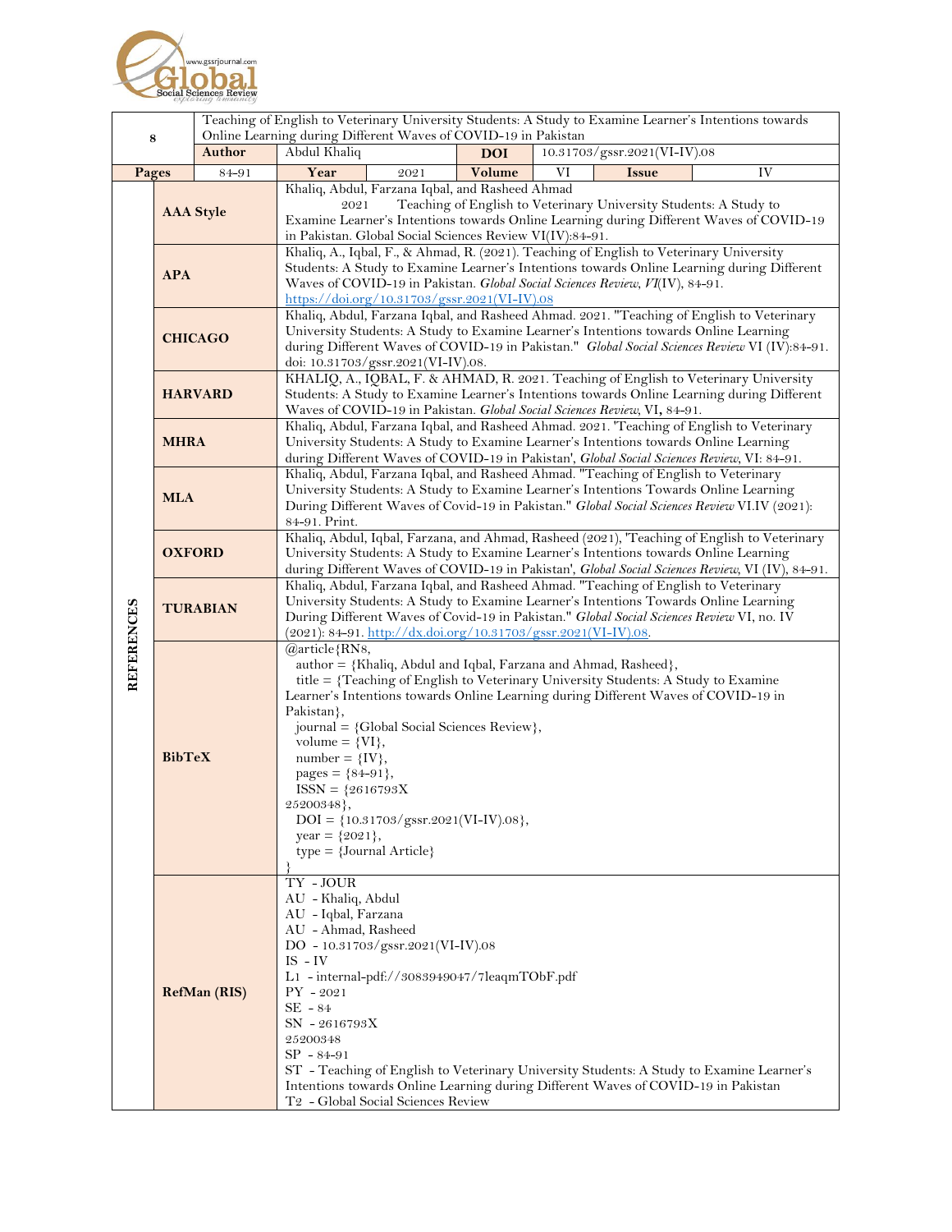| 8 | | Teaching of English to Veterinary University Students: A Study to Examine Learner's Intentions towards Online Learning during Different Waves of COVID-19 in Pakistan | | | | | | |
|---|---|---|---|---|---|---|---|---|
| | **Author** | Abdul Khaliq | | **DOI** | 10.31703/gssr.2021(VI-IV).08 | | | |
| **Pages** | 84-91 | **Year** | 2021 | **Volume** | VI | **Issue** | IV | |

**REFERENCES**

| Style | Reference |
|---|---|
| **AAA Style** | Khaliq, Abdul, Farzana Iqbal, and Rasheed Ahmad 2021 Teaching of English to Veterinary University Students: A Study to Examine Learner's Intentions towards Online Learning during Different Waves of COVID-19 in Pakistan. Global Social Sciences Review VI(IV):84-91. |
| **APA** | Khaliq, A., Iqbal, F., & Ahmad, R. (2021). Teaching of English to Veterinary University Students: A Study to Examine Learner's Intentions towards Online Learning during Different Waves of COVID-19 in Pakistan. *Global Social Sciences Review*, *VI*(IV), 84-91. https://doi.org/10.31703/gssr.2021(VI-IV).08 |
| **CHICAGO** | Khaliq, Abdul, Farzana Iqbal, and Rasheed Ahmad. 2021. "Teaching of English to Veterinary University Students: A Study to Examine Learner's Intentions towards Online Learning during Different Waves of COVID-19 in Pakistan." *Global Social Sciences Review* VI (IV):84-91. doi: 10.31703/gssr.2021(VI-IV).08. |
| **HARVARD** | KHALIQ, A., IQBAL, F. & AHMAD, R. 2021. Teaching of English to Veterinary University Students: A Study to Examine Learner's Intentions towards Online Learning during Different Waves of COVID-19 in Pakistan. *Global Social Sciences Review*, VI**,** 84-91. |
| **MHRA** | Khaliq, Abdul, Farzana Iqbal, and Rasheed Ahmad. 2021. 'Teaching of English to Veterinary University Students: A Study to Examine Learner's Intentions towards Online Learning during Different Waves of COVID-19 in Pakistan', *Global Social Sciences Review*, VI: 84-91. |
| **MLA** | Khaliq, Abdul, Farzana Iqbal, and Rasheed Ahmad. "Teaching of English to Veterinary University Students: A Study to Examine Learner's Intentions Towards Online Learning During Different Waves of Covid-19 in Pakistan." *Global Social Sciences Review* VI.IV (2021): 84-91. Print. |
| **OXFORD** | Khaliq, Abdul, Iqbal, Farzana, and Ahmad, Rasheed (2021), 'Teaching of English to Veterinary University Students: A Study to Examine Learner's Intentions towards Online Learning during Different Waves of COVID-19 in Pakistan', *Global Social Sciences Review,* VI (IV), 84-91. |
| **TURABIAN** | Khaliq, Abdul, Farzana Iqbal, and Rasheed Ahmad. "Teaching of English to Veterinary University Students: A Study to Examine Learner's Intentions Towards Online Learning During Different Waves of Covid-19 in Pakistan." *Global Social Sciences Review* VI, no. IV (2021): 84-91. http://dx.doi.org/10.31703/gssr.2021(VI-IV).08. |

**BibTeX**

```
@article{RN8,
  author = {Khaliq, Abdul and Iqbal, Farzana and Ahmad, Rasheed},
  title = {Teaching of English to Veterinary University Students: A Study to Examine Learner's Intentions towards Online Learning during Different Waves of COVID-19 in Pakistan},
  journal = {Global Social Sciences Review},
  volume = {VI},
  number = {IV},
  pages = {84-91},
  ISSN = {2616793X
25200348},
  DOI = {10.31703/gssr.2021(VI-IV).08},
  year = {2021},
  type = {Journal Article}
}
```

**RefMan (RIS)**

```
TY - JOUR
AU - Khaliq, Abdul
AU - Iqbal, Farzana
AU - Ahmad, Rasheed
DO - 10.31703/gssr.2021(VI-IV).08
IS - IV
L1 - internal-pdf://3083949047/7leaqmTObF.pdf
PY - 2021
SE - 84
SN - 2616793X
25200348
SP - 84-91
ST - Teaching of English to Veterinary University Students: A Study to Examine Learner's Intentions towards Online Learning during Different Waves of COVID-19 in Pakistan
T2 - Global Social Sciences Review
```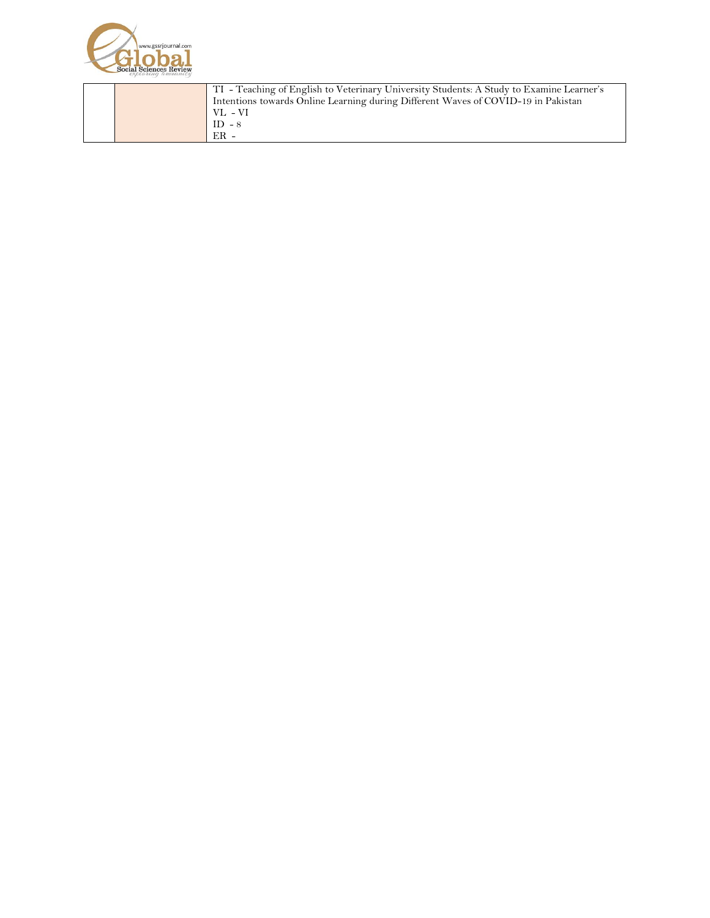| | | |
|---|---|---|
| | | TI - Teaching of English to Veterinary University Students: A Study to Examine Learner's Intentions towards Online Learning during Different Waves of COVID-19 in Pakistan<br>VL - VI<br>ID - 8<br>ER - |